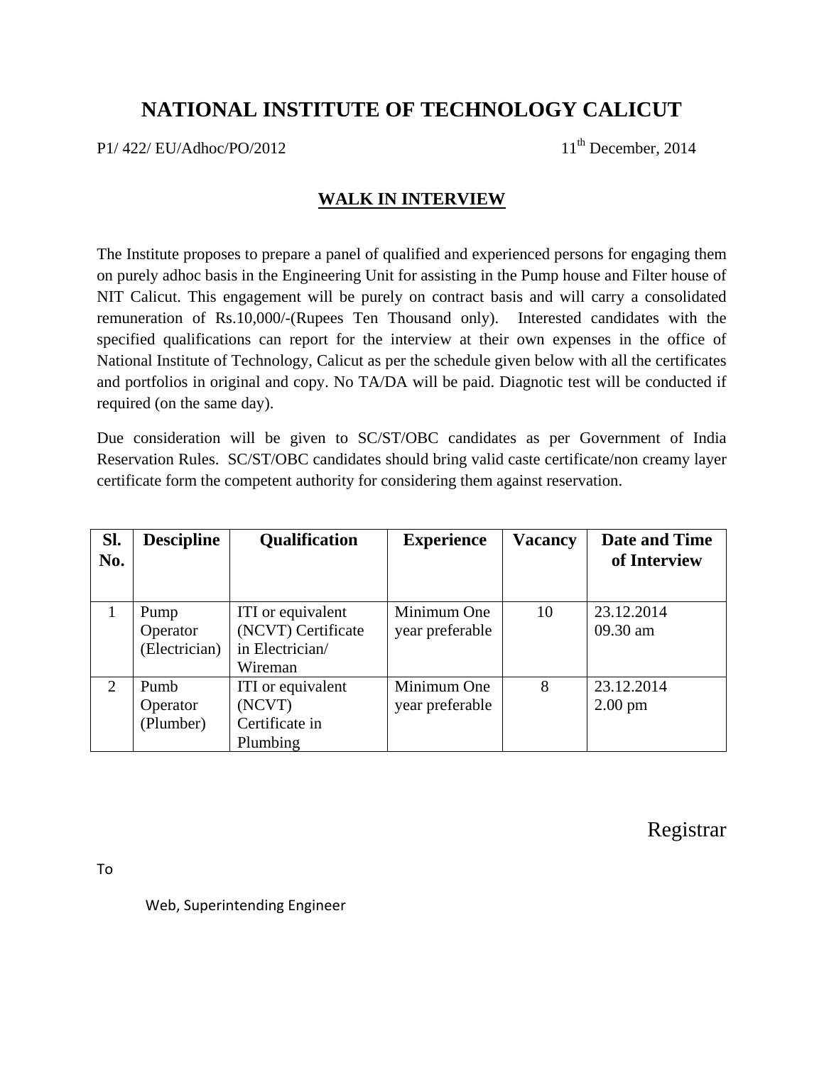# NATIONAL INSTITUTE OF TECHNOLOGY CALICUT

P1/ 422/ EU/Adhoc/PO/2012 11th December, 2014

## WALK IN INTERVIEW

The Institute proposes to prepare a panel of qualified and experienced persons for engaging them on purely adhoc basis in the Engineering Unit for assisting in the Pump house and Filter house of NIT Calicut. This engagement will be purely on contract basis and will carry a consolidated remuneration of Rs.10,000/-(Rupees Ten Thousand only). Interested candidates with the specified qualifications can report for the interview at their own expenses in the office of National Institute of Technology, Calicut as per the schedule given below with all the certificates and portfolios in original and copy. No TA/DA will be paid. Diagnotic test will be conducted if required (on the same day).

Due consideration will be given to SC/ST/OBC candidates as per Government of India Reservation Rules. SC/ST/OBC candidates should bring valid caste certificate/non creamy layer certificate form the competent authority for considering them against reservation.

| Sl. No. | Descipline | Qualification | Experience | Vacancy | Date and Time of Interview |
|---|---|---|---|---|---|
| 1 | Pump Operator (Electrician) | ITI or equivalent (NCVT) Certificate in Electrician/ Wireman | Minimum One year preferable | 10 | 23.12.2014 09.30 am |
| 2 | Pumb Operator (Plumber) | ITI or equivalent (NCVT) Certificate in Plumbing | Minimum One year preferable | 8 | 23.12.2014 2.00 pm |

Registrar

To

Web, Superintending Engineer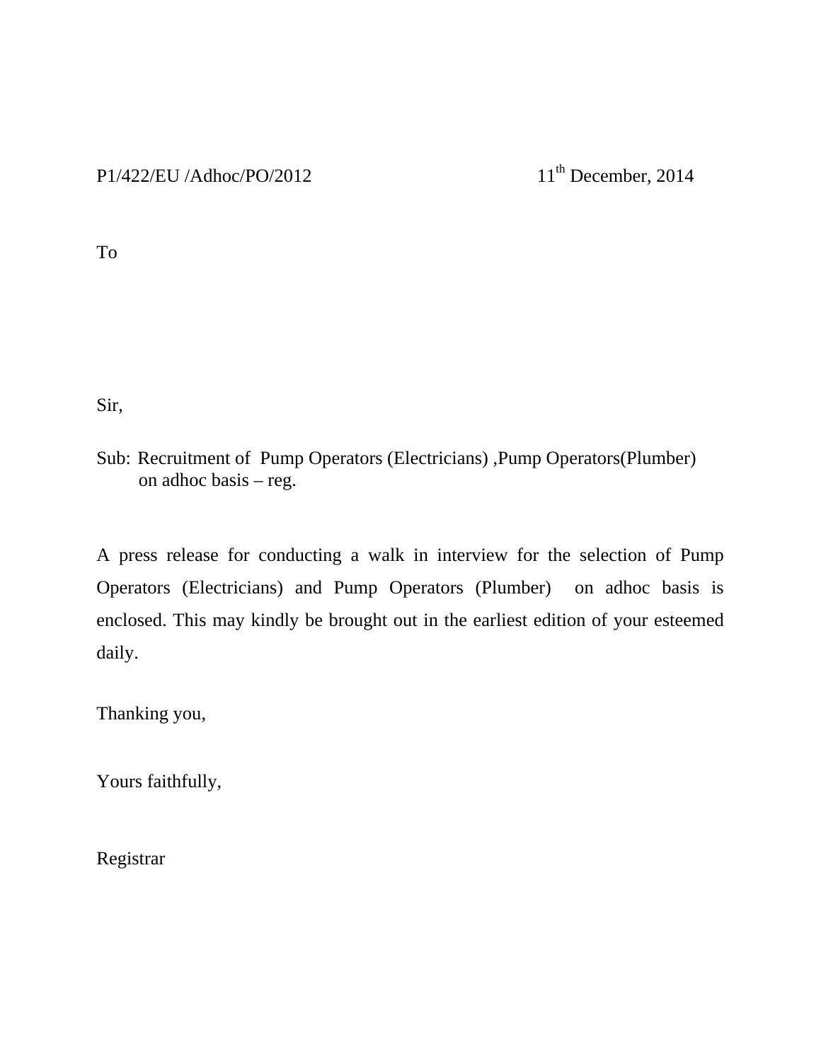P1/422/EU /Adhoc/PO/2012                                    11th December, 2014

To

Sir,

Sub: Recruitment of Pump Operators (Electricians) ,Pump Operators(Plumber) on adhoc basis – reg.

A press release for conducting a walk in interview for the selection of Pump Operators (Electricians) and Pump Operators (Plumber) on adhoc basis is enclosed. This may kindly be brought out in the earliest edition of your esteemed daily.

Thanking you,

Yours faithfully,

Registrar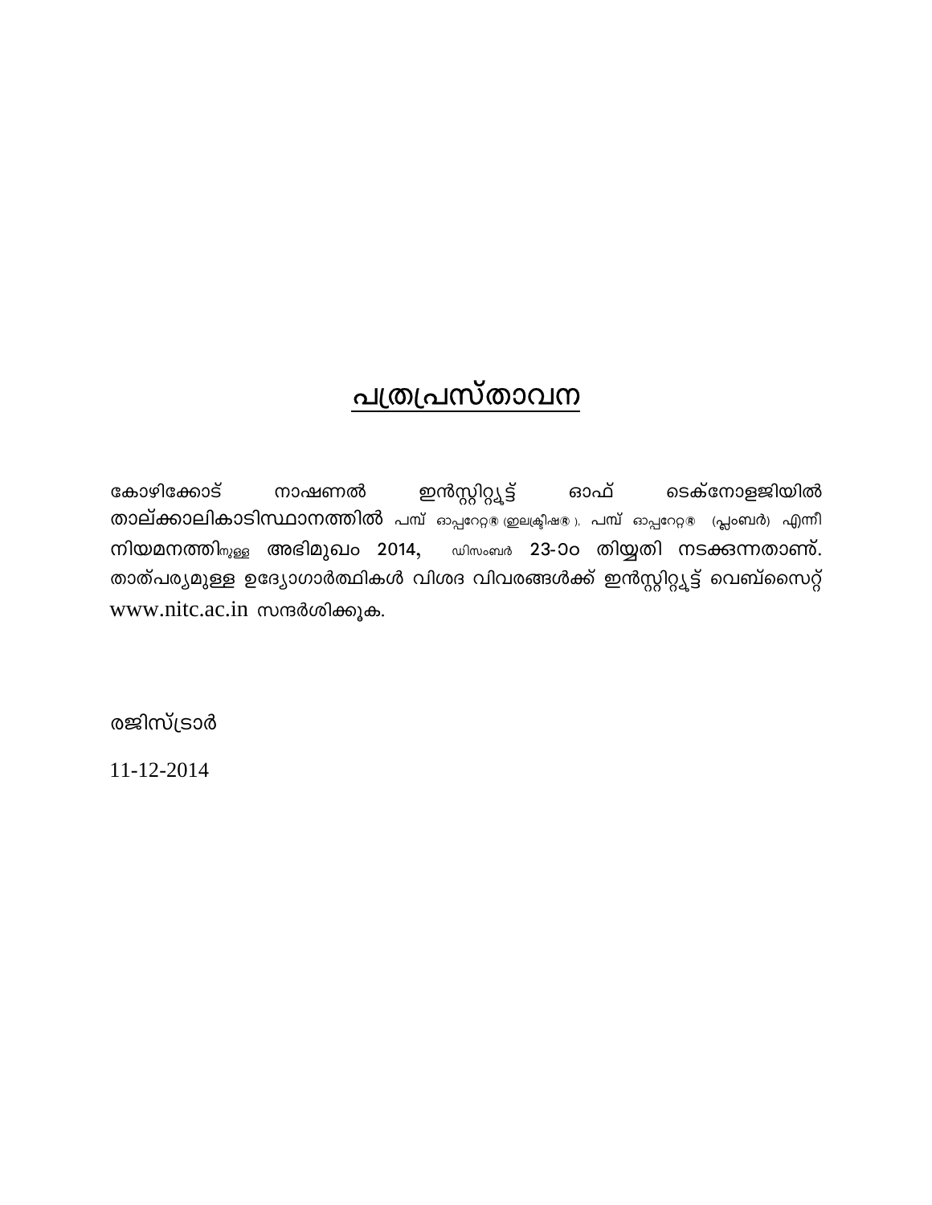# പത്രപ്രസ്താവന

കോഴിക്കോട് നാഷണൽ ഇൻസ്റ്റിറ്റ്യൂട്ട് ഓഫ് ടെക്നോളജിയിൽ താല്ക്കാലികാടിസ്ഥാനത്തിൽ പമ്പ് ഓപ്പറേറ്റർ (ഇലക്ട്രീഷൻ), പമ്പ് ഓപ്പറേറ്റർ (പ്ലംബർ) എന്നീ നിയമനത്തിനുള്ള അഭിമുഖം 2014, ഡിസംബർ 23-ാം തിയ്യതി നടക്കുന്നതാണ്. താത്പര്യമുള്ള ഉദ്യോഗാർത്ഥികൾ വിശദ വിവരങ്ങൾക്ക് ഇൻസ്റ്റിറ്റ്യൂട്ട് വെബ്സൈറ്റ് www.nitc.ac.in സന്ദർശിക്കുക.

രജിസ്ട്രാർ

11-12-2014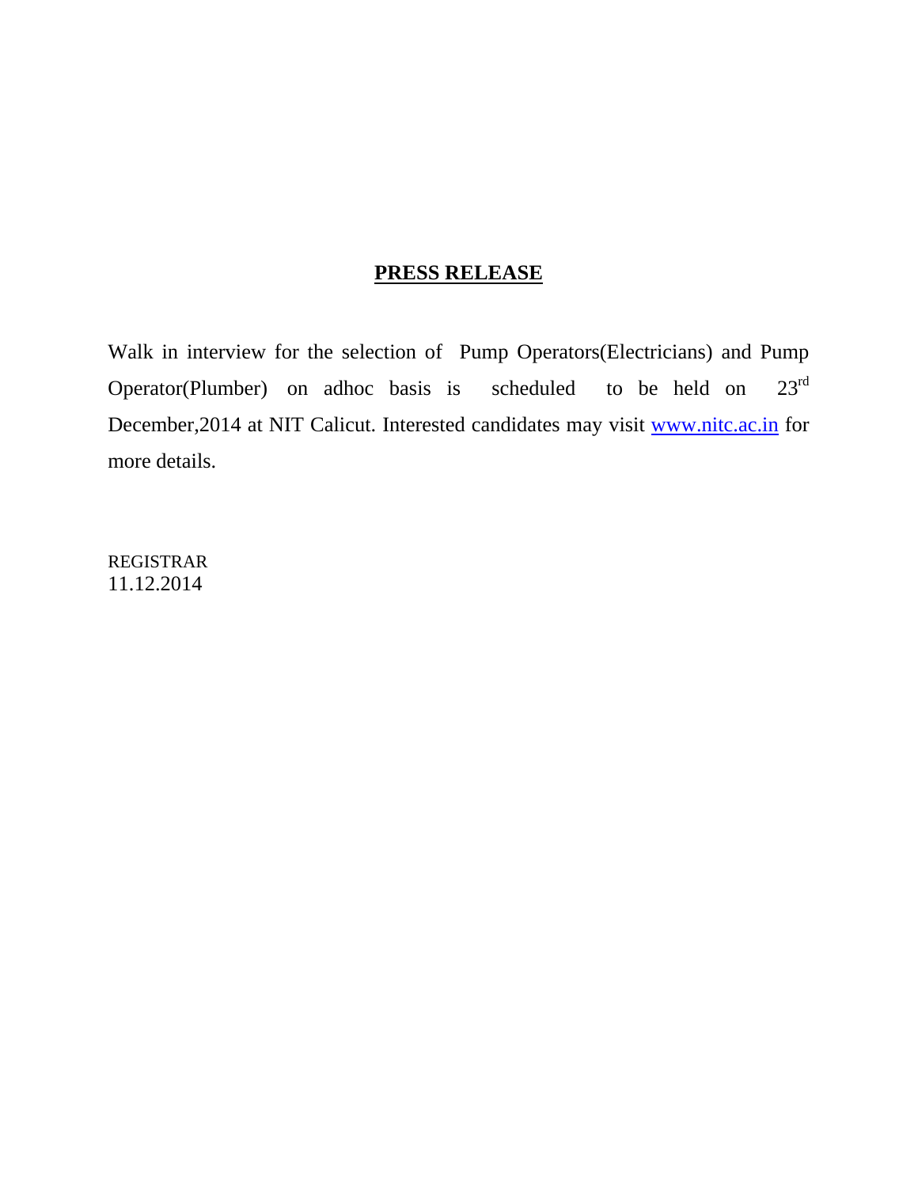# **PRESS RELEASE**

Walk in interview for the selection of Pump Operators(Electricians) and Pump Operator(Plumber) on adhoc basis is scheduled to be held on 23rd December,2014 at NIT Calicut. Interested candidates may visit www.nitc.ac.in for more details.

REGISTRAR
11.12.2014